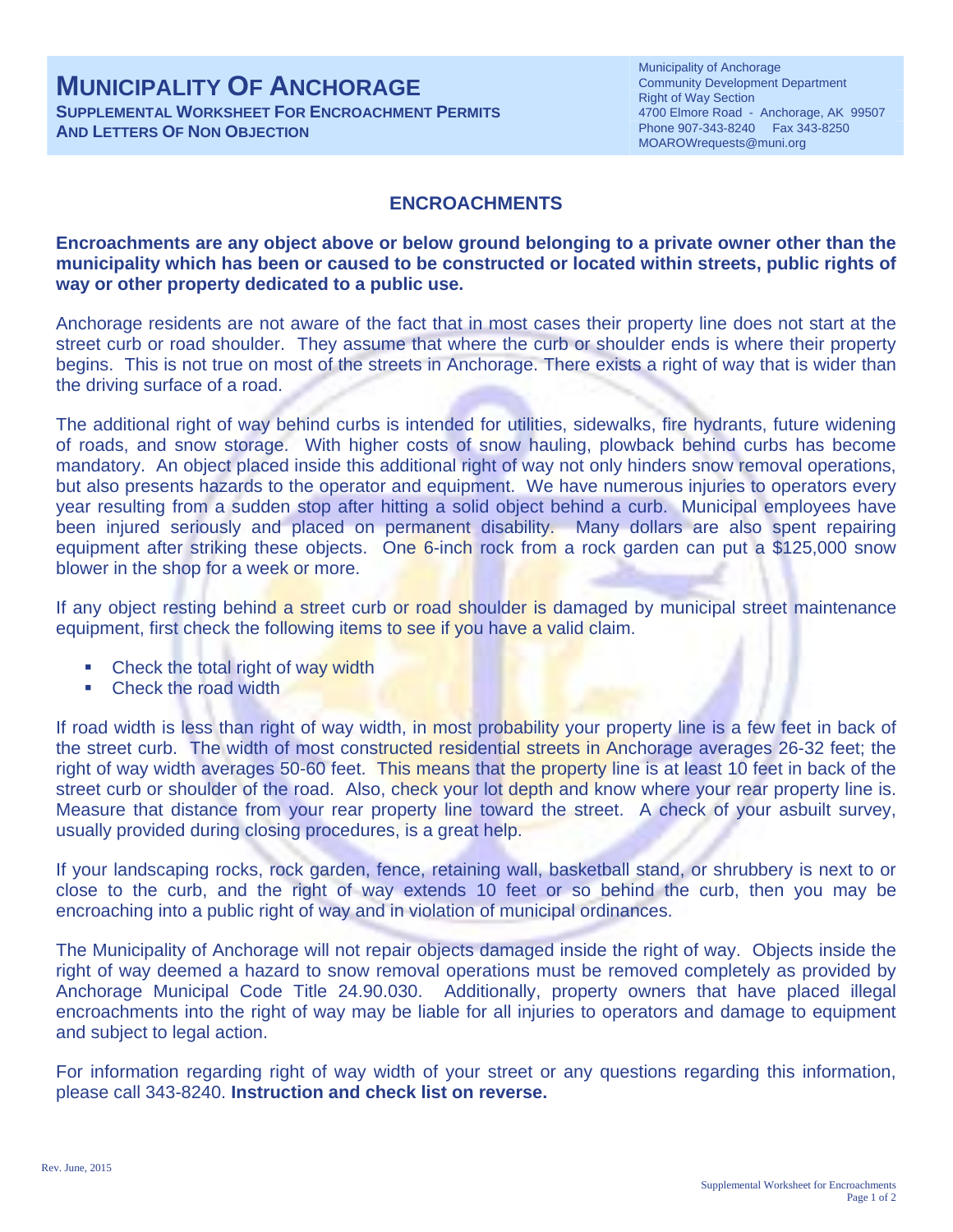# MUNICIPALITY OF ANCHORAGE

**SUPPLEMENTAL WORKSHEET FOR ENCROACHMENT PERMITS AND LETTERS OF NON OBJECTION**

Municipality of Anchorage
Community Development Department
Right of Way Section
4700 Elmore Road - Anchorage, AK 99507
Phone 907-343-8240 Fax 343-8250
MOAROWrequests@muni.org

## ENCROACHMENTS

**Encroachments are any object above or below ground belonging to a private owner other than the municipality which has been or caused to be constructed or located within streets, public rights of way or other property dedicated to a public use.**

Anchorage residents are not aware of the fact that in most cases their property line does not start at the street curb or road shoulder. They assume that where the curb or shoulder ends is where their property begins. This is not true on most of the streets in Anchorage. There exists a right of way that is wider than the driving surface of a road.

The additional right of way behind curbs is intended for utilities, sidewalks, fire hydrants, future widening of roads, and snow storage. With higher costs of snow hauling, plowback behind curbs has become mandatory. An object placed inside this additional right of way not only hinders snow removal operations, but also presents hazards to the operator and equipment. We have numerous injuries to operators every year resulting from a sudden stop after hitting a solid object behind a curb. Municipal employees have been injured seriously and placed on permanent disability. Many dollars are also spent repairing equipment after striking these objects. One 6-inch rock from a rock garden can put a $125,000 snow blower in the shop for a week or more.

If any object resting behind a street curb or road shoulder is damaged by municipal street maintenance equipment, first check the following items to see if you have a valid claim.

- Check the total right of way width
- Check the road width

If road width is less than right of way width, in most probability your property line is a few feet in back of the street curb. The width of most constructed residential streets in Anchorage averages 26-32 feet; the right of way width averages 50-60 feet. This means that the property line is at least 10 feet in back of the street curb or shoulder of the road. Also, check your lot depth and know where your rear property line is. Measure that distance from your rear property line toward the street. A check of your asbuilt survey, usually provided during closing procedures, is a great help.

If your landscaping rocks, rock garden, fence, retaining wall, basketball stand, or shrubbery is next to or close to the curb, and the right of way extends 10 feet or so behind the curb, then you may be encroaching into a public right of way and in violation of municipal ordinances.

The Municipality of Anchorage will not repair objects damaged inside the right of way. Objects inside the right of way deemed a hazard to snow removal operations must be removed completely as provided by Anchorage Municipal Code Title 24.90.030. Additionally, property owners that have placed illegal encroachments into the right of way may be liable for all injuries to operators and damage to equipment and subject to legal action.

For information regarding right of way width of your street or any questions regarding this information, please call 343-8240. **Instruction and check list on reverse.**

Rev. June, 2015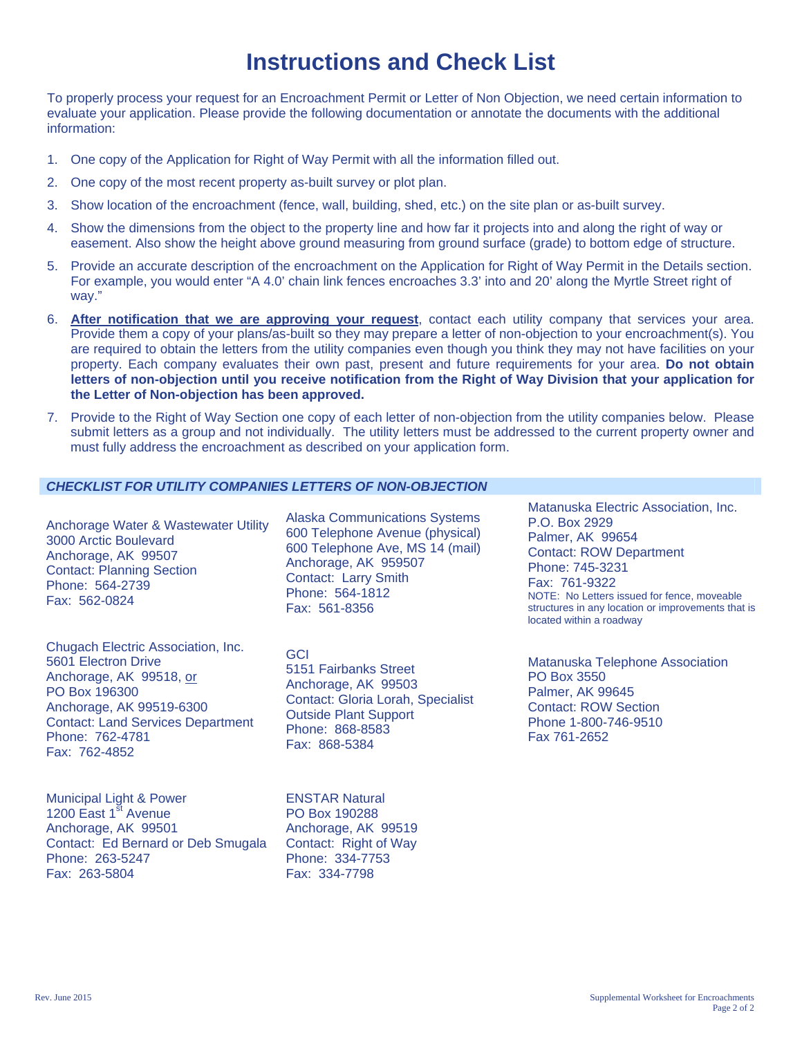# Instructions and Check List

To properly process your request for an Encroachment Permit or Letter of Non Objection, we need certain information to evaluate your application. Please provide the following documentation or annotate the documents with the additional information:

1. One copy of the Application for Right of Way Permit with all the information filled out.
2. One copy of the most recent property as-built survey or plot plan.
3. Show location of the encroachment (fence, wall, building, shed, etc.) on the site plan or as-built survey.
4. Show the dimensions from the object to the property line and how far it projects into and along the right of way or easement. Also show the height above ground measuring from ground surface (grade) to bottom edge of structure.
5. Provide an accurate description of the encroachment on the Application for Right of Way Permit in the Details section. For example, you would enter "A 4.0' chain link fences encroaches 3.3' into and 20' along the Myrtle Street right of way."
6. **After notification that we are approving your request**, contact each utility company that services your area. Provide them a copy of your plans/as-built so they may prepare a letter of non-objection to your encroachment(s). You are required to obtain the letters from the utility companies even though you think they may not have facilities on your property. Each company evaluates their own past, present and future requirements for your area. **Do not obtain letters of non-objection until you receive notification from the Right of Way Division that your application for the Letter of Non-objection has been approved.**
7. Provide to the Right of Way Section one copy of each letter of non-objection from the utility companies below. Please submit letters as a group and not individually. The utility letters must be addressed to the current property owner and must fully address the encroachment as described on your application form.

## *CHECKLIST FOR UTILITY COMPANIES LETTERS OF NON-OBJECTION*

Anchorage Water & Wastewater Utility
3000 Arctic Boulevard
Anchorage, AK 99507
Contact: Planning Section
Phone: 564-2739
Fax: 562-0824

Chugach Electric Association, Inc.
5601 Electron Drive
Anchorage, AK 99518, or
PO Box 196300
Anchorage, AK 99519-6300
Contact: Land Services Department
Phone: 762-4781
Fax: 762-4852

Municipal Light & Power
1200 East 1st Avenue
Anchorage, AK 99501
Contact: Ed Bernard or Deb Smugala
Phone: 263-5247
Fax: 263-5804

Alaska Communications Systems
600 Telephone Avenue (physical)
600 Telephone Ave, MS 14 (mail)
Anchorage, AK 959507
Contact: Larry Smith
Phone: 564-1812
Fax: 561-8356

GCI
5151 Fairbanks Street
Anchorage, AK 99503
Contact: Gloria Lorah, Specialist
Outside Plant Support
Phone: 868-8583
Fax: 868-5384

ENSTAR Natural
PO Box 190288
Anchorage, AK 99519
Contact: Right of Way
Phone: 334-7753
Fax: 334-7798

Matanuska Electric Association, Inc.
P.O. Box 2929
Palmer, AK 99654
Contact: ROW Department
Phone: 745-3231
Fax: 761-9322
NOTE: No Letters issued for fence, moveable structures in any location or improvements that is located within a roadway

Matanuska Telephone Association
PO Box 3550
Palmer, AK 99645
Contact: ROW Section
Phone 1-800-746-9510
Fax 761-2652